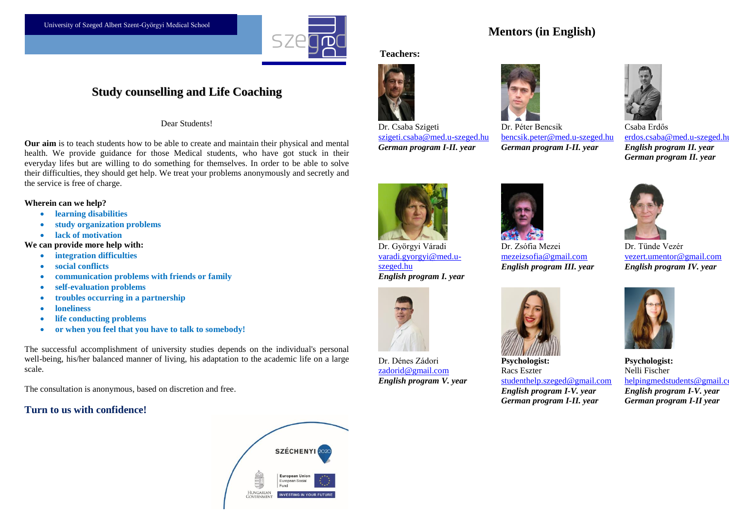University of Szeged Albert Szent-Györgyi Medical School

## Study counselling and Life Coaching

Dear Students!

**Our aim** is to teach students how to be able to create and maintain their physical and mental health. We provide guidance for those Medical students, who have got stuck in their everyday lifes but are willing to do something for themselves. In order to be able to solve their difficulties, they should get help. We treat your problems anonymously and secretly and the service is free of charge.

**Wherein can we help?**

- **learning disabilities**
- **study organization problems**
- **lack of motivation**

**We can provide more help with:**

- **integration difficulties**
- **social conflicts**
- **communication problems with friends or family**
- **self-evaluation problems**
- **troubles occurring in a partnership**
- **loneliness**
- **life conducting problems**
- **or when you feel that you have to talk to somebody!**

The successful accomplishment of university studies depends on the individual's personal well-being, his/her balanced manner of living, his adaptation to the academic life on a large scale.

The consultation is anonymous, based on discretion and free.

### Turn to us with confidence!

## Mentors (in English)

**Teachers:**

Dr. Csaba Szigeti
szigeti.csaba@med.u-szeged.hu
***German program I-II. year***

Dr. Péter Bencsik
bencsik.peter@med.u-szeged.hu
***German program I-II. year***

Csaba Erdős
erdos.csaba@med.u-szeged.hu
***English program II. year***
***German program II. year***

Dr. Györgyi Váradi
varadi.gyorgyi@med.u-szeged.hu
***English program I. year***

Dr. Zsófia Mezei
mezeizsofia@gmail.com
***English program III. year***

Dr. Tünde Vezér
vezert.umentor@gmail.com
***English program IV. year***

Dr. Dénes Zádori
zadorid@gmail.com
***English program V. year***

**Psychologist:**
Racs Eszter
studenthelp.szeged@gmail.com
***English program I-V. year***
***German program I-II. year***

**Psychologist:**
Nelli Fischer
helpingmedstudents@gmail.com
***English program I-V. year***
***German program I-II year***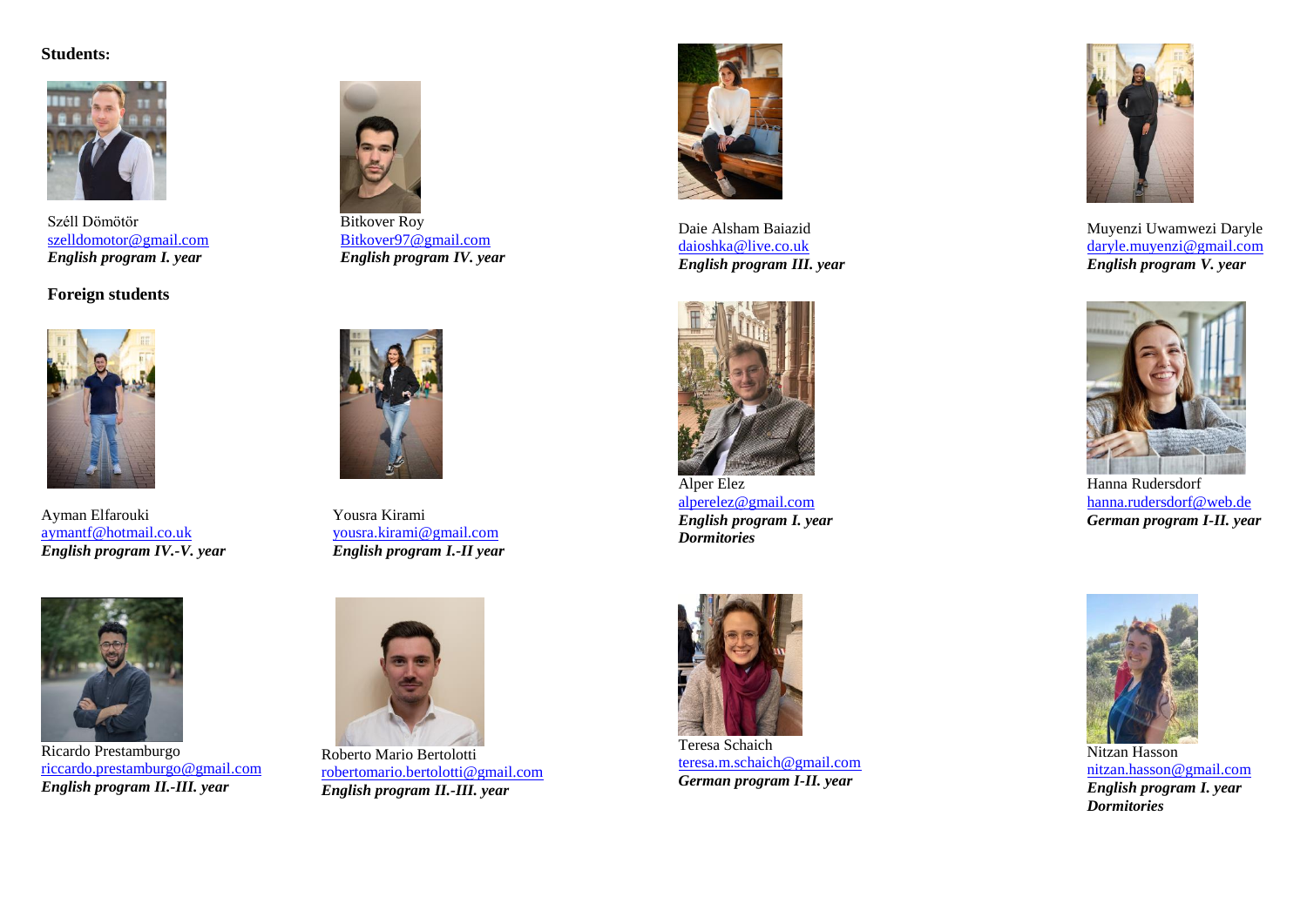**Students:**

Széll Dömötör
szelldomotor@gmail.com
***English program I. year***

Bitkover Roy
Bitkover97@gmail.com
***English program IV. year***

Daie Alsham Baiazid
daioshka@live.co.uk
***English program III. year***

Muyenzi Uwamwezi Daryle
daryle.muyenzi@gmail.com
***English program V. year***

**Foreign students**

Ayman Elfarouki
aymantf@hotmail.co.uk
***English program IV.-V. year***

Yousra Kirami
yousra.kirami@gmail.com
***English program I.-II year***

Alper Elez
alperelez@gmail.com
***English program I. year***
***Dormitories***

Hanna Rudersdorf
hanna.rudersdorf@web.de
***German program I-II. year***

Ricardo Prestamburgo
riccardo.prestamburgo@gmail.com
***English program II.-III. year***

Roberto Mario Bertolotti
robertomario.bertolotti@gmail.com
***English program II.-III. year***

Teresa Schaich
teresa.m.schaich@gmail.com
***German program I-II. year***

Nitzan Hasson
nitzan.hasson@gmail.com
***English program I. year***
***Dormitories***